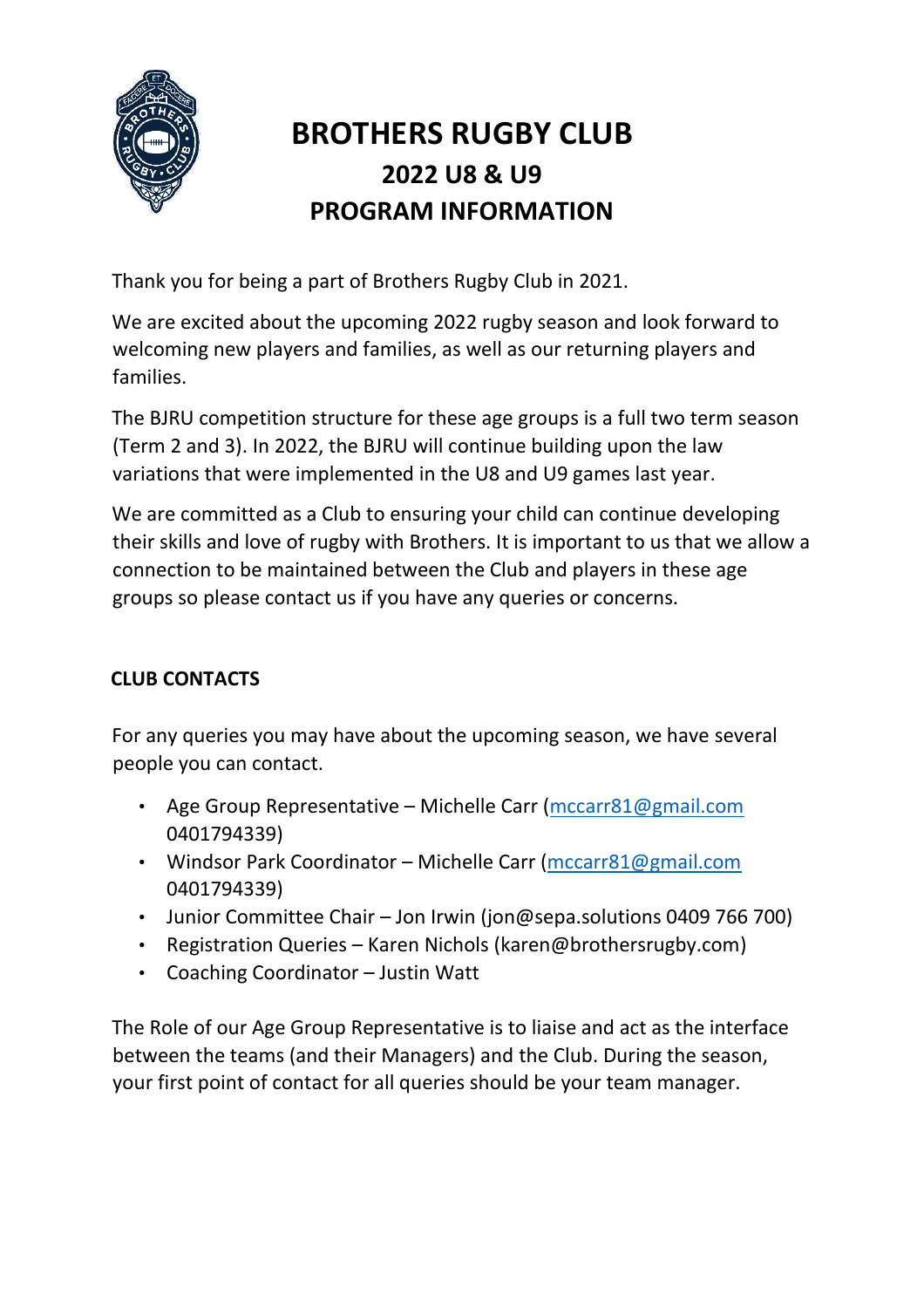# BROTHERS RUGBY CLUB

## 2022 U8 & U9 PROGRAM INFORMATION

Thank you for being a part of Brothers Rugby Club in 2021.

We are excited about the upcoming 2022 rugby season and look forward to welcoming new players and families, as well as our returning players and families.

The BJRU competition structure for these age groups is a full two term season (Term 2 and 3). In 2022, the BJRU will continue building upon the law variations that were implemented in the U8 and U9 games last year.

We are committed as a Club to ensuring your child can continue developing their skills and love of rugby with Brothers. It is important to us that we allow a connection to be maintained between the Club and players in these age groups so please contact us if you have any queries or concerns.

### CLUB CONTACTS

For any queries you may have about the upcoming season, we have several people you can contact.

- Age Group Representative – Michelle Carr (mccarr81@gmail.com 0401794339)
- Windsor Park Coordinator – Michelle Carr (mccarr81@gmail.com 0401794339)
- Junior Committee Chair – Jon Irwin (jon@sepa.solutions 0409 766 700)
- Registration Queries – Karen Nichols (karen@brothersrugby.com)
- Coaching Coordinator – Justin Watt

The Role of our Age Group Representative is to liaise and act as the interface between the teams (and their Managers) and the Club. During the season, your first point of contact for all queries should be your team manager.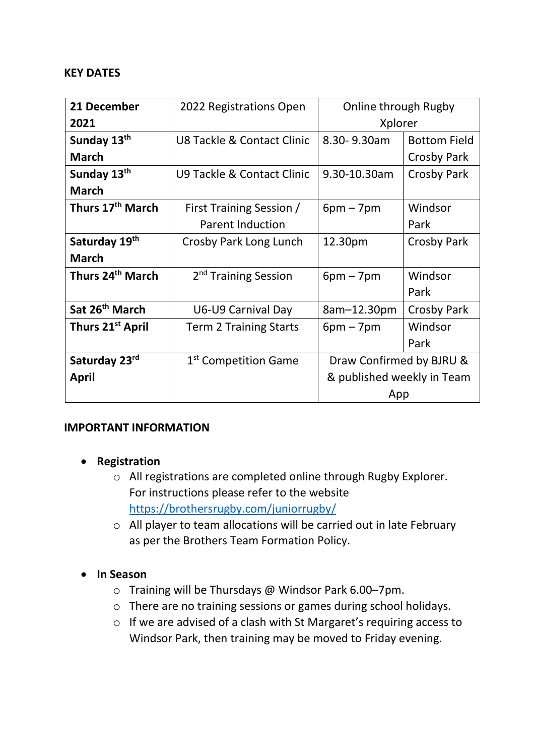**KEY DATES**

| | | | |
|---|---|---|---|
| **21 December 2021** | 2022 Registrations Open | Online through Rugby Xplorer | |
| **Sunday 13th March** | U8 Tackle & Contact Clinic | 8.30- 9.30am | Bottom Field Crosby Park |
| **Sunday 13th March** | U9 Tackle & Contact Clinic | 9.30-10.30am | Crosby Park |
| **Thurs 17th March** | First Training Session / Parent Induction | 6pm – 7pm | Windsor Park |
| **Saturday 19th March** | Crosby Park Long Lunch | 12.30pm | Crosby Park |
| **Thurs 24th March** | 2nd Training Session | 6pm – 7pm | Windsor Park |
| **Sat 26th March** | U6-U9 Carnival Day | 8am–12.30pm | Crosby Park |
| **Thurs 21st April** | Term 2 Training Starts | 6pm – 7pm | Windsor Park |
| **Saturday 23rd April** | 1st Competition Game | Draw Confirmed by BJRU & & published weekly in Team App | |

**IMPORTANT INFORMATION**

- **Registration**
  - All registrations are completed online through Rugby Explorer. For instructions please refer to the website https://brothersrugby.com/juniorrugby/
  - All player to team allocations will be carried out in late February as per the Brothers Team Formation Policy.

- **In Season**
  - Training will be Thursdays @ Windsor Park 6.00–7pm.
  - There are no training sessions or games during school holidays.
  - If we are advised of a clash with St Margaret's requiring access to Windsor Park, then training may be moved to Friday evening.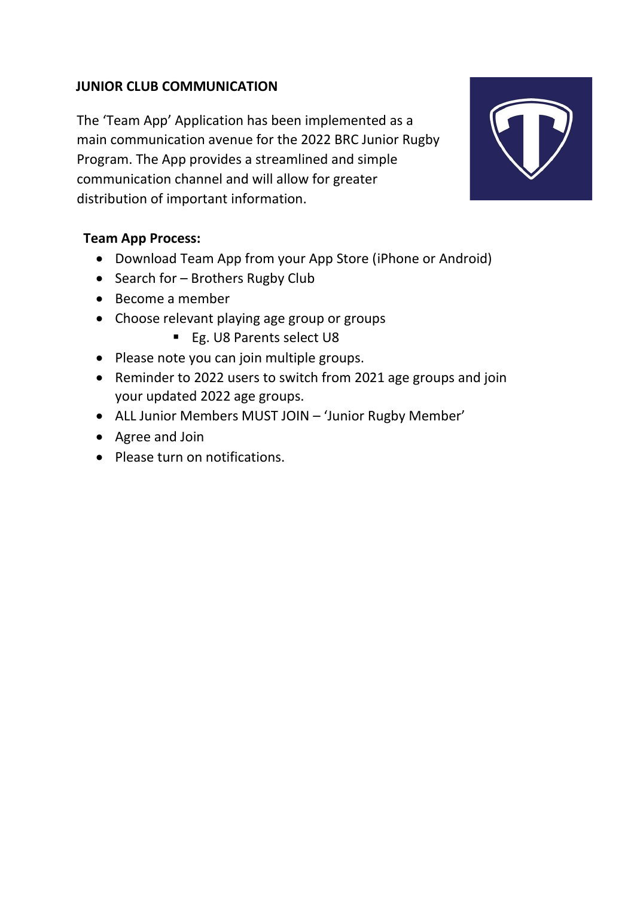## JUNIOR CLUB COMMUNICATION

The 'Team App' Application has been implemented as a main communication avenue for the 2022 BRC Junior Rugby Program. The App provides a streamlined and simple communication channel and will allow for greater distribution of important information.

**Team App Process:**

- Download Team App from your App Store (iPhone or Android)
- Search for – Brothers Rugby Club
- Become a member
- Choose relevant playing age group or groups
  - Eg. U8 Parents select U8
- Please note you can join multiple groups.
- Reminder to 2022 users to switch from 2021 age groups and join your updated 2022 age groups.
- ALL Junior Members MUST JOIN – 'Junior Rugby Member'
- Agree and Join
- Please turn on notifications.